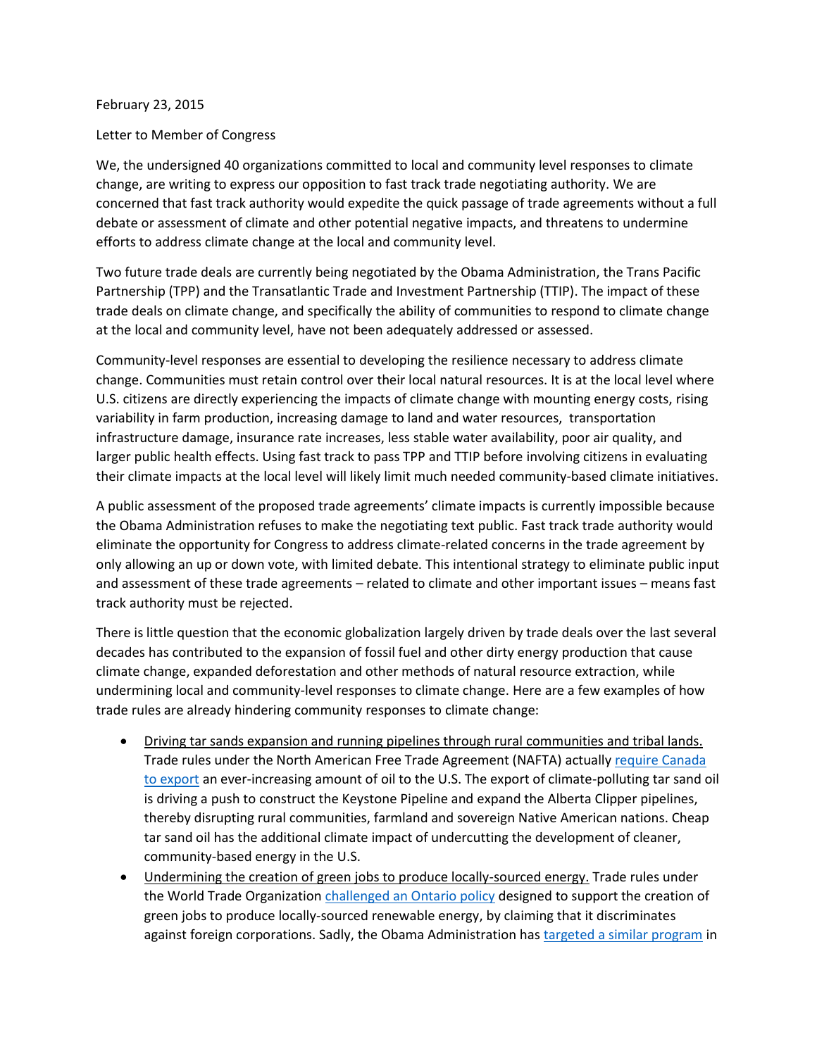February 23, 2015

Letter to Member of Congress

We, the undersigned 40 organizations committed to local and community level responses to climate change, are writing to express our opposition to fast track trade negotiating authority. We are concerned that fast track authority would expedite the quick passage of trade agreements without a full debate or assessment of climate and other potential negative impacts, and threatens to undermine efforts to address climate change at the local and community level.

Two future trade deals are currently being negotiated by the Obama Administration, the Trans Pacific Partnership (TPP) and the Transatlantic Trade and Investment Partnership (TTIP). The impact of these trade deals on climate change, and specifically the ability of communities to respond to climate change at the local and community level, have not been adequately addressed or assessed.

Community-level responses are essential to developing the resilience necessary to address climate change. Communities must retain control over their local natural resources. It is at the local level where U.S. citizens are directly experiencing the impacts of climate change with mounting energy costs, rising variability in farm production, increasing damage to land and water resources, transportation infrastructure damage, insurance rate increases, less stable water availability, poor air quality, and larger public health effects. Using fast track to pass TPP and TTIP before involving citizens in evaluating their climate impacts at the local level will likely limit much needed community-based climate initiatives.

A public assessment of the proposed trade agreements' climate impacts is currently impossible because the Obama Administration refuses to make the negotiating text public. Fast track trade authority would eliminate the opportunity for Congress to address climate-related concerns in the trade agreement by only allowing an up or down vote, with limited debate. This intentional strategy to eliminate public input and assessment of these trade agreements – related to climate and other important issues – means fast track authority must be rejected.

There is little question that the economic globalization largely driven by trade deals over the last several decades has contributed to the expansion of fossil fuel and other dirty energy production that cause climate change, expanded deforestation and other methods of natural resource extraction, while undermining local and community-level responses to climate change. Here are a few examples of how trade rules are already hindering community responses to climate change:

- Driving tar sands expansion and running pipelines through rural communities and tribal lands. Trade rules under the North American Free Trade Agreement (NAFTA) actually require Canada to export an ever-increasing amount of oil to the U.S. The export of climate-polluting tar sand oil is driving a push to construct the Keystone Pipeline and expand the Alberta Clipper pipelines, thereby disrupting rural communities, farmland and sovereign Native American nations. Cheap tar sand oil has the additional climate impact of undercutting the development of cleaner, community-based energy in the U.S.
- Undermining the creation of green jobs to produce locally-sourced energy. Trade rules under the World Trade Organization challenged an Ontario policy designed to support the creation of green jobs to produce locally-sourced renewable energy, by claiming that it discriminates against foreign corporations. Sadly, the Obama Administration has targeted a similar program in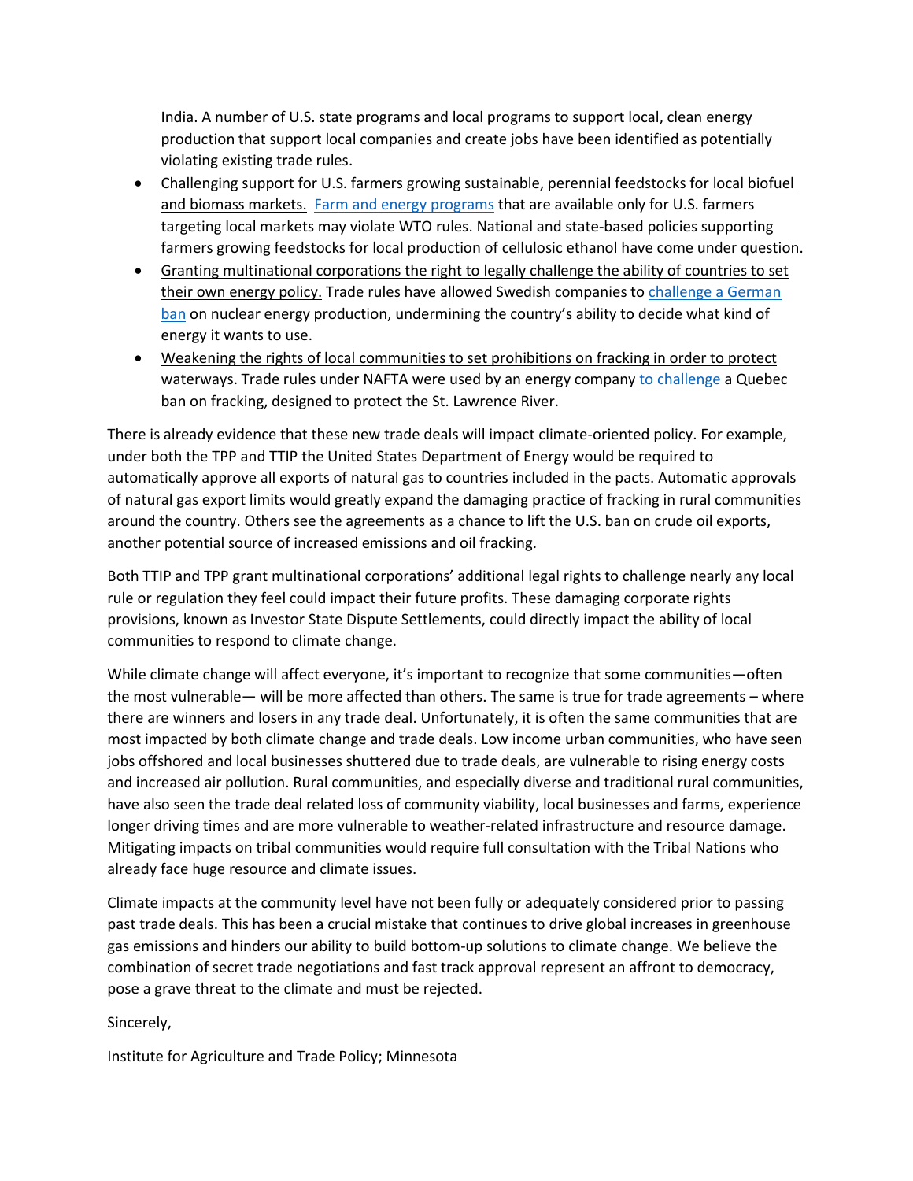India. A number of U.S. state programs and local programs to support local, clean energy production that support local companies and create jobs have been identified as potentially violating existing trade rules.

- Challenging support for U.S. farmers growing sustainable, perennial feedstocks for local biofuel and biomass markets. Farm and energy programs that are available only for U.S. farmers targeting local markets may violate WTO rules. National and state-based policies supporting farmers growing feedstocks for local production of cellulosic ethanol have come under question.
- Granting multinational corporations the right to legally challenge the ability of countries to set their own energy policy. Trade rules have allowed Swedish companies to challenge a German ban on nuclear energy production, undermining the country's ability to decide what kind of energy it wants to use.
- Weakening the rights of local communities to set prohibitions on fracking in order to protect waterways. Trade rules under NAFTA were used by an energy company to challenge a Quebec ban on fracking, designed to protect the St. Lawrence River.

There is already evidence that these new trade deals will impact climate-oriented policy. For example, under both the TPP and TTIP the United States Department of Energy would be required to automatically approve all exports of natural gas to countries included in the pacts. Automatic approvals of natural gas export limits would greatly expand the damaging practice of fracking in rural communities around the country. Others see the agreements as a chance to lift the U.S. ban on crude oil exports, another potential source of increased emissions and oil fracking.

Both TTIP and TPP grant multinational corporations' additional legal rights to challenge nearly any local rule or regulation they feel could impact their future profits. These damaging corporate rights provisions, known as Investor State Dispute Settlements, could directly impact the ability of local communities to respond to climate change.

While climate change will affect everyone, it's important to recognize that some communities—often the most vulnerable— will be more affected than others. The same is true for trade agreements – where there are winners and losers in any trade deal. Unfortunately, it is often the same communities that are most impacted by both climate change and trade deals. Low income urban communities, who have seen jobs offshored and local businesses shuttered due to trade deals, are vulnerable to rising energy costs and increased air pollution. Rural communities, and especially diverse and traditional rural communities, have also seen the trade deal related loss of community viability, local businesses and farms, experience longer driving times and are more vulnerable to weather-related infrastructure and resource damage. Mitigating impacts on tribal communities would require full consultation with the Tribal Nations who already face huge resource and climate issues.

Climate impacts at the community level have not been fully or adequately considered prior to passing past trade deals. This has been a crucial mistake that continues to drive global increases in greenhouse gas emissions and hinders our ability to build bottom-up solutions to climate change. We believe the combination of secret trade negotiations and fast track approval represent an affront to democracy, pose a grave threat to the climate and must be rejected.

Sincerely,

Institute for Agriculture and Trade Policy; Minnesota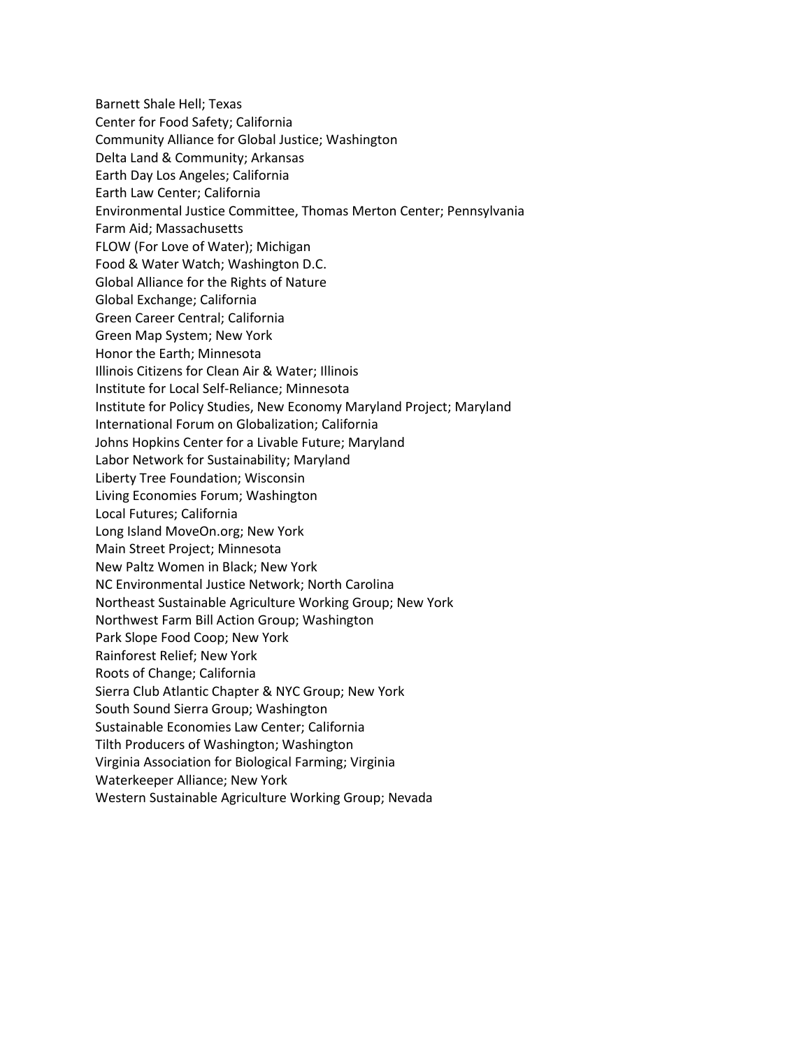Barnett Shale Hell; Texas
Center for Food Safety; California
Community Alliance for Global Justice; Washington
Delta Land & Community; Arkansas
Earth Day Los Angeles; California
Earth Law Center; California
Environmental Justice Committee, Thomas Merton Center; Pennsylvania
Farm Aid; Massachusetts
FLOW (For Love of Water); Michigan
Food & Water Watch; Washington D.C.
Global Alliance for the Rights of Nature
Global Exchange; California
Green Career Central; California
Green Map System; New York
Honor the Earth; Minnesota
Illinois Citizens for Clean Air & Water; Illinois
Institute for Local Self-Reliance; Minnesota
Institute for Policy Studies, New Economy Maryland Project; Maryland
International Forum on Globalization; California
Johns Hopkins Center for a Livable Future; Maryland
Labor Network for Sustainability; Maryland
Liberty Tree Foundation; Wisconsin
Living Economies Forum; Washington
Local Futures; California
Long Island MoveOn.org; New York
Main Street Project; Minnesota
New Paltz Women in Black; New York
NC Environmental Justice Network; North Carolina
Northeast Sustainable Agriculture Working Group; New York
Northwest Farm Bill Action Group; Washington
Park Slope Food Coop; New York
Rainforest Relief; New York
Roots of Change; California
Sierra Club Atlantic Chapter & NYC Group; New York
South Sound Sierra Group; Washington
Sustainable Economies Law Center; California
Tilth Producers of Washington; Washington
Virginia Association for Biological Farming; Virginia
Waterkeeper Alliance; New York
Western Sustainable Agriculture Working Group; Nevada